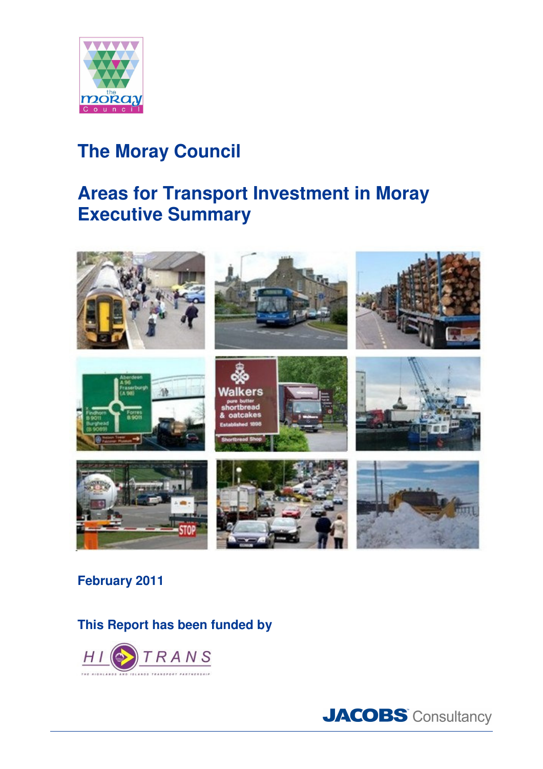# The Moray Council

## Areas for Transport Investment in Moray Executive Summary

**February 2011**

**This Report has been funded by**

HITRANS

JACOBS Consultancy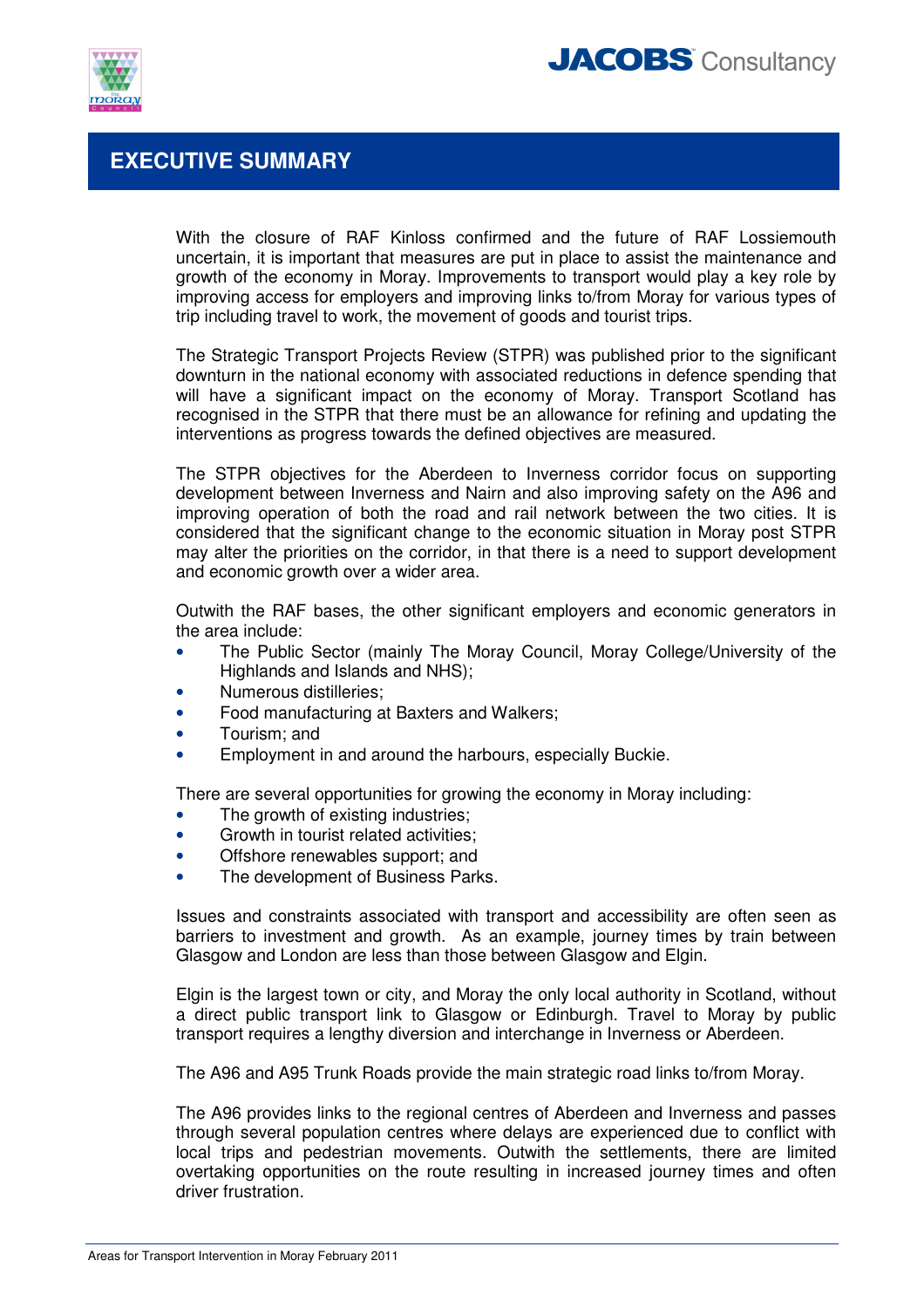# EXECUTIVE SUMMARY

With the closure of RAF Kinloss confirmed and the future of RAF Lossiemouth uncertain, it is important that measures are put in place to assist the maintenance and growth of the economy in Moray. Improvements to transport would play a key role by improving access for employers and improving links to/from Moray for various types of trip including travel to work, the movement of goods and tourist trips.

The Strategic Transport Projects Review (STPR) was published prior to the significant downturn in the national economy with associated reductions in defence spending that will have a significant impact on the economy of Moray. Transport Scotland has recognised in the STPR that there must be an allowance for refining and updating the interventions as progress towards the defined objectives are measured.

The STPR objectives for the Aberdeen to Inverness corridor focus on supporting development between Inverness and Nairn and also improving safety on the A96 and improving operation of both the road and rail network between the two cities. It is considered that the significant change to the economic situation in Moray post STPR may alter the priorities on the corridor, in that there is a need to support development and economic growth over a wider area.

Outwith the RAF bases, the other significant employers and economic generators in the area include:

- The Public Sector (mainly The Moray Council, Moray College/University of the Highlands and Islands and NHS);
- Numerous distilleries;
- Food manufacturing at Baxters and Walkers;
- Tourism; and
- Employment in and around the harbours, especially Buckie.

There are several opportunities for growing the economy in Moray including:

- The growth of existing industries;
- Growth in tourist related activities;
- Offshore renewables support; and
- The development of Business Parks.

Issues and constraints associated with transport and accessibility are often seen as barriers to investment and growth. As an example, journey times by train between Glasgow and London are less than those between Glasgow and Elgin.

Elgin is the largest town or city, and Moray the only local authority in Scotland, without a direct public transport link to Glasgow or Edinburgh. Travel to Moray by public transport requires a lengthy diversion and interchange in Inverness or Aberdeen.

The A96 and A95 Trunk Roads provide the main strategic road links to/from Moray.

The A96 provides links to the regional centres of Aberdeen and Inverness and passes through several population centres where delays are experienced due to conflict with local trips and pedestrian movements. Outwith the settlements, there are limited overtaking opportunities on the route resulting in increased journey times and often driver frustration.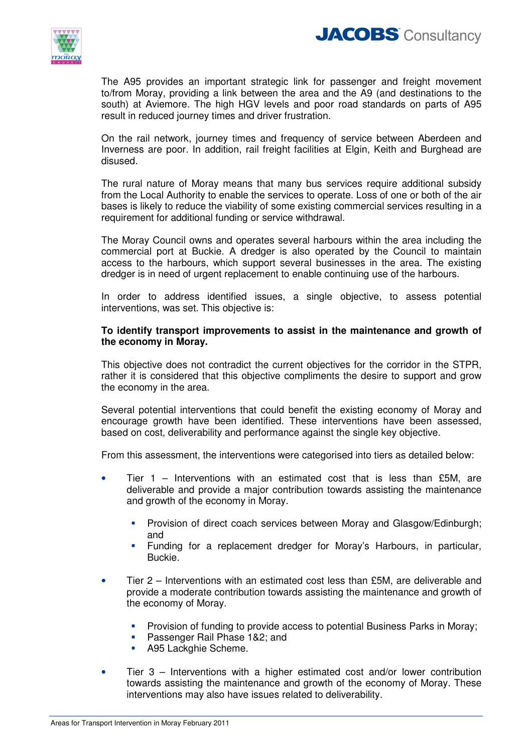The A95 provides an important strategic link for passenger and freight movement to/from Moray, providing a link between the area and the A9 (and destinations to the south) at Aviemore. The high HGV levels and poor road standards on parts of A95 result in reduced journey times and driver frustration.

On the rail network, journey times and frequency of service between Aberdeen and Inverness are poor. In addition, rail freight facilities at Elgin, Keith and Burghead are disused.

The rural nature of Moray means that many bus services require additional subsidy from the Local Authority to enable the services to operate. Loss of one or both of the air bases is likely to reduce the viability of some existing commercial services resulting in a requirement for additional funding or service withdrawal.

The Moray Council owns and operates several harbours within the area including the commercial port at Buckie. A dredger is also operated by the Council to maintain access to the harbours, which support several businesses in the area. The existing dredger is in need of urgent replacement to enable continuing use of the harbours.

In order to address identified issues, a single objective, to assess potential interventions, was set. This objective is:

**To identify transport improvements to assist in the maintenance and growth of the economy in Moray.**

This objective does not contradict the current objectives for the corridor in the STPR, rather it is considered that this objective compliments the desire to support and grow the economy in the area.

Several potential interventions that could benefit the existing economy of Moray and encourage growth have been identified. These interventions have been assessed, based on cost, deliverability and performance against the single key objective.

From this assessment, the interventions were categorised into tiers as detailed below:

- Tier 1 – Interventions with an estimated cost that is less than £5M, are deliverable and provide a major contribution towards assisting the maintenance and growth of the economy in Moray.
  - Provision of direct coach services between Moray and Glasgow/Edinburgh; and
  - Funding for a replacement dredger for Moray's Harbours, in particular, Buckie.
- Tier 2 – Interventions with an estimated cost less than £5M, are deliverable and provide a moderate contribution towards assisting the maintenance and growth of the economy of Moray.
  - Provision of funding to provide access to potential Business Parks in Moray;
  - Passenger Rail Phase 1&2; and
  - A95 Lackghie Scheme.
- Tier 3 – Interventions with a higher estimated cost and/or lower contribution towards assisting the maintenance and growth of the economy of Moray. These interventions may also have issues related to deliverability.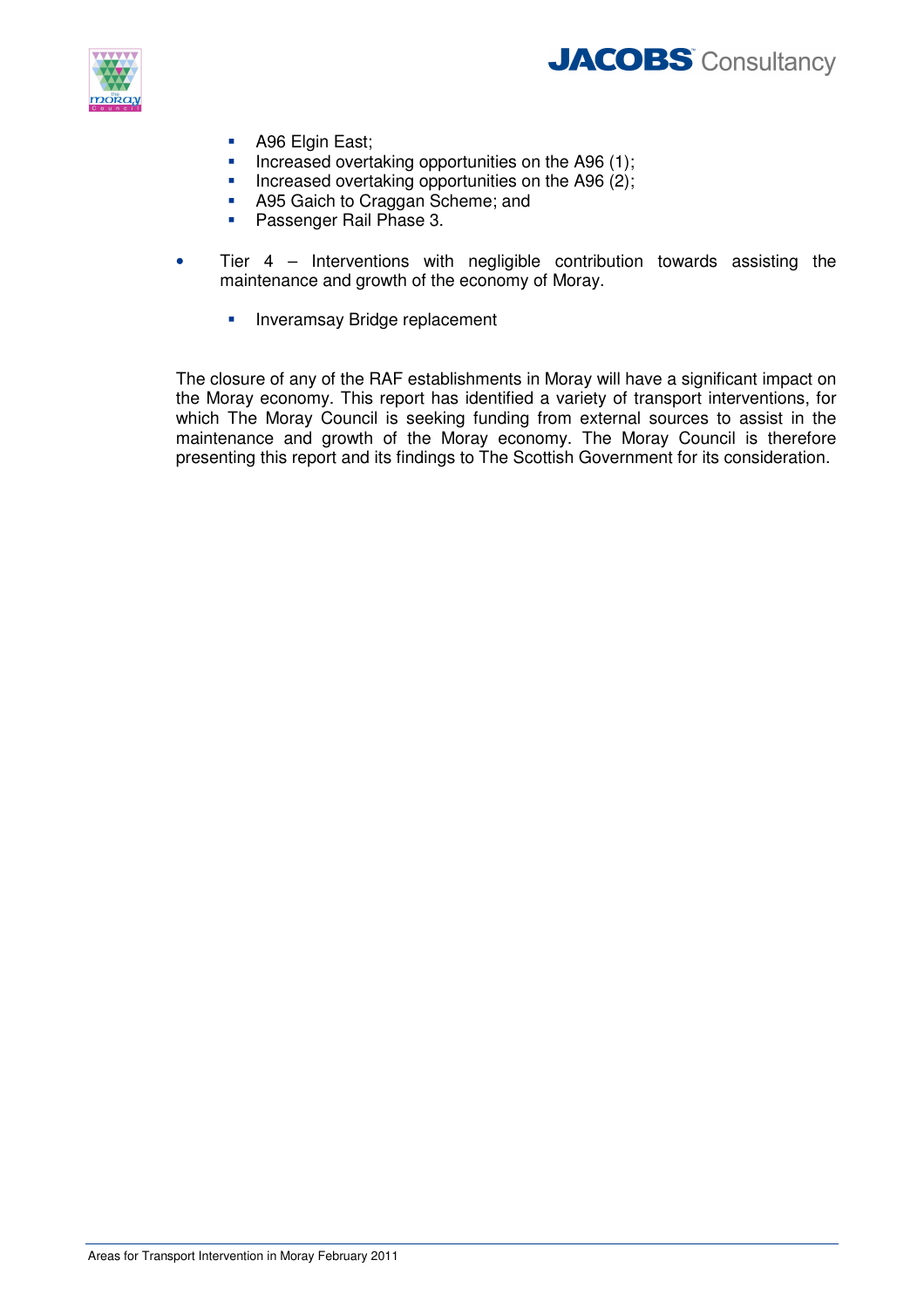- A96 Elgin East;
  - Increased overtaking opportunities on the A96 (1);
  - Increased overtaking opportunities on the A96 (2);
  - A95 Gaich to Craggan Scheme; and
  - Passenger Rail Phase 3.

- Tier 4 – Interventions with negligible contribution towards assisting the maintenance and growth of the economy of Moray.

  - Inveramsay Bridge replacement

The closure of any of the RAF establishments in Moray will have a significant impact on the Moray economy. This report has identified a variety of transport interventions, for which The Moray Council is seeking funding from external sources to assist in the maintenance and growth of the Moray economy. The Moray Council is therefore presenting this report and its findings to The Scottish Government for its consideration.